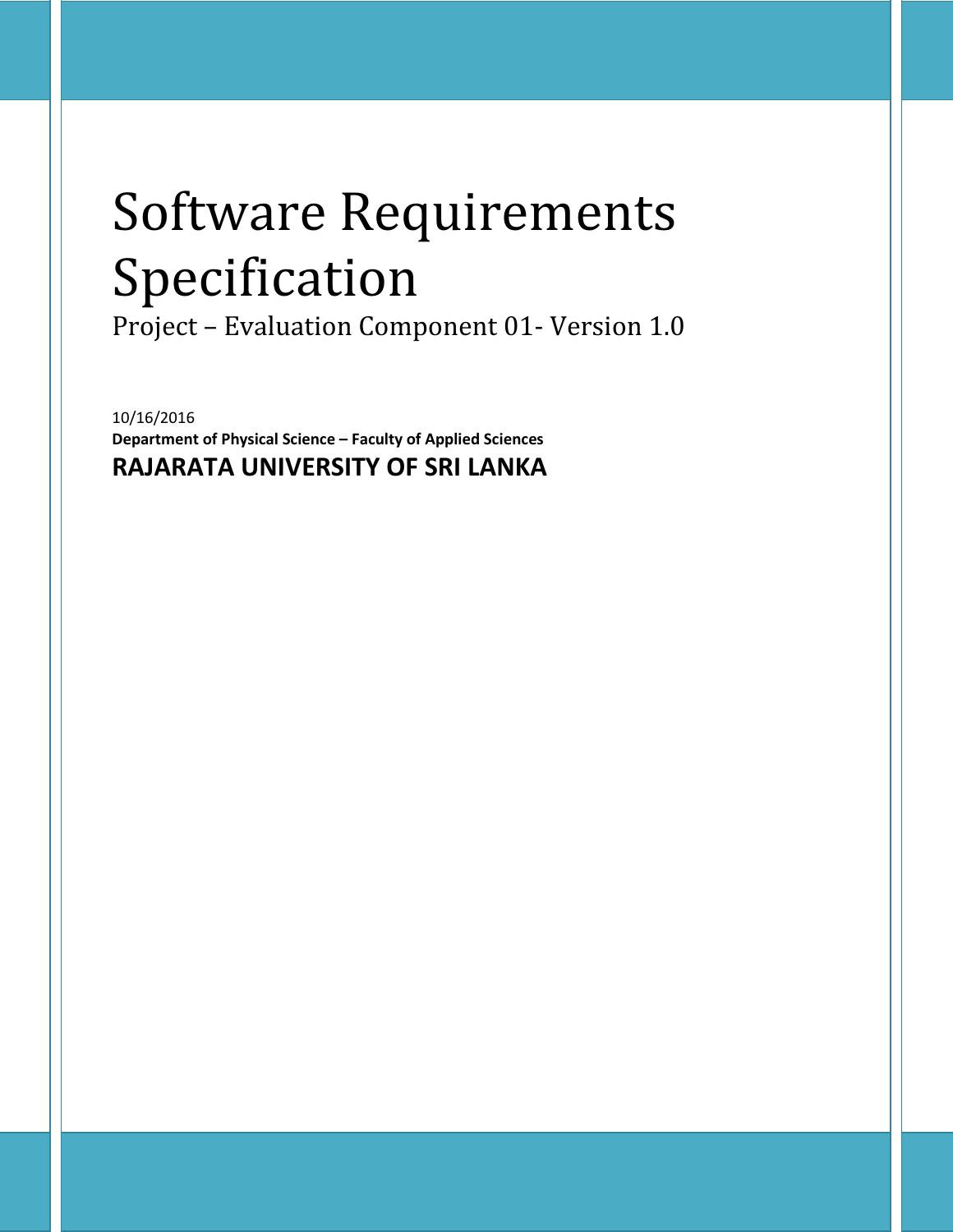# Software Requirements Specification

Project – Evaluation Component 01- Version 1.0

10/16/2016

**Department of Physical Science – Faculty of Applied Sciences**

**RAJARATA UNIVERSITY OF SRI LANKA**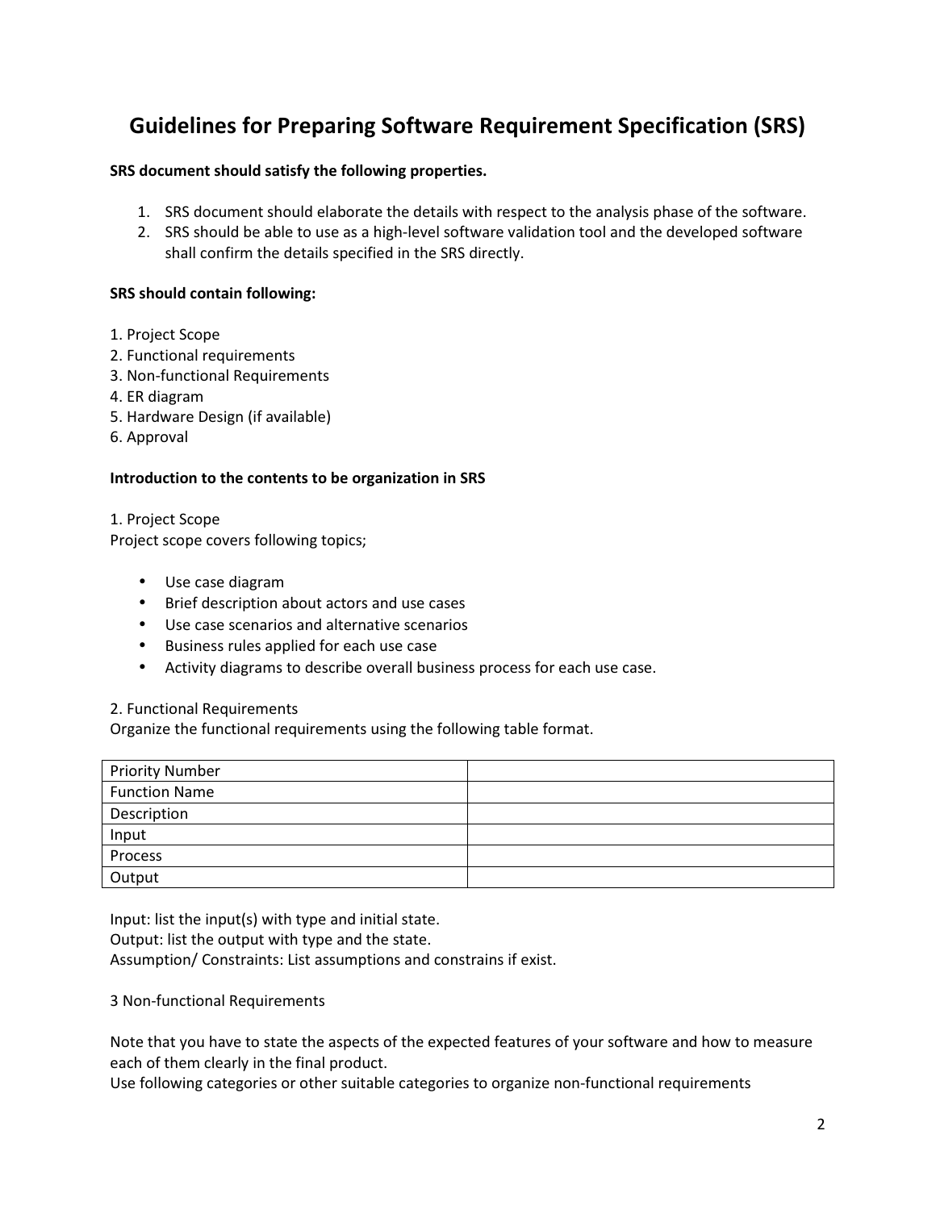# Guidelines for Preparing Software Requirement Specification (SRS)

**SRS document should satisfy the following properties.**

1. SRS document should elaborate the details with respect to the analysis phase of the software.
2. SRS should be able to use as a high-level software validation tool and the developed software shall confirm the details specified in the SRS directly.

**SRS should contain following:**

1. Project Scope
2. Functional requirements
3. Non-functional Requirements
4. ER diagram
5. Hardware Design (if available)
6. Approval

**Introduction to the contents to be organization in SRS**

1. Project Scope

Project scope covers following topics;

- Use case diagram
- Brief description about actors and use cases
- Use case scenarios and alternative scenarios
- Business rules applied for each use case
- Activity diagrams to describe overall business process for each use case.

2. Functional Requirements

Organize the functional requirements using the following table format.

| | |
|---|---|
| Priority Number | |
| Function Name | |
| Description | |
| Input | |
| Process | |
| Output | |

Input: list the input(s) with type and initial state.
Output: list the output with type and the state.
Assumption/ Constraints: List assumptions and constrains if exist.

3 Non-functional Requirements

Note that you have to state the aspects of the expected features of your software and how to measure each of them clearly in the final product.
Use following categories or other suitable categories to organize non-functional requirements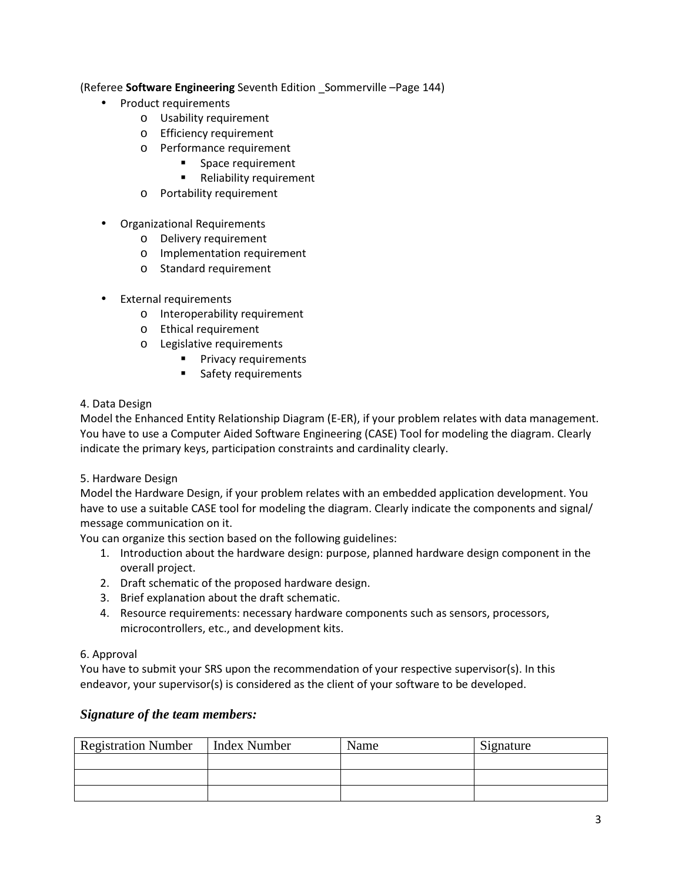(Referee **Software Engineering** Seventh Edition _Sommerville –Page 144)

- Product requirements
    - Usability requirement
    - Efficiency requirement
    - Performance requirement
        - Space requirement
        - Reliability requirement
    - Portability requirement

- Organizational Requirements
    - Delivery requirement
    - Implementation requirement
    - Standard requirement

- External requirements
    - Interoperability requirement
    - Ethical requirement
    - Legislative requirements
        - Privacy requirements
        - Safety requirements

4. Data Design

Model the Enhanced Entity Relationship Diagram (E-ER), if your problem relates with data management. You have to use a Computer Aided Software Engineering (CASE) Tool for modeling the diagram. Clearly indicate the primary keys, participation constraints and cardinality clearly.

5. Hardware Design

Model the Hardware Design, if your problem relates with an embedded application development. You have to use a suitable CASE tool for modeling the diagram. Clearly indicate the components and signal/ message communication on it.

You can organize this section based on the following guidelines:

1. Introduction about the hardware design: purpose, planned hardware design component in the overall project.
2. Draft schematic of the proposed hardware design.
3. Brief explanation about the draft schematic.
4. Resource requirements: necessary hardware components such as sensors, processors, microcontrollers, etc., and development kits.

6. Approval

You have to submit your SRS upon the recommendation of your respective supervisor(s). In this endeavor, your supervisor(s) is considered as the client of your software to be developed.

### *Signature of the team members:*

| Registration Number | Index Number | Name | Signature |
|---|---|---|---|
| | | | |
| | | | |
| | | | |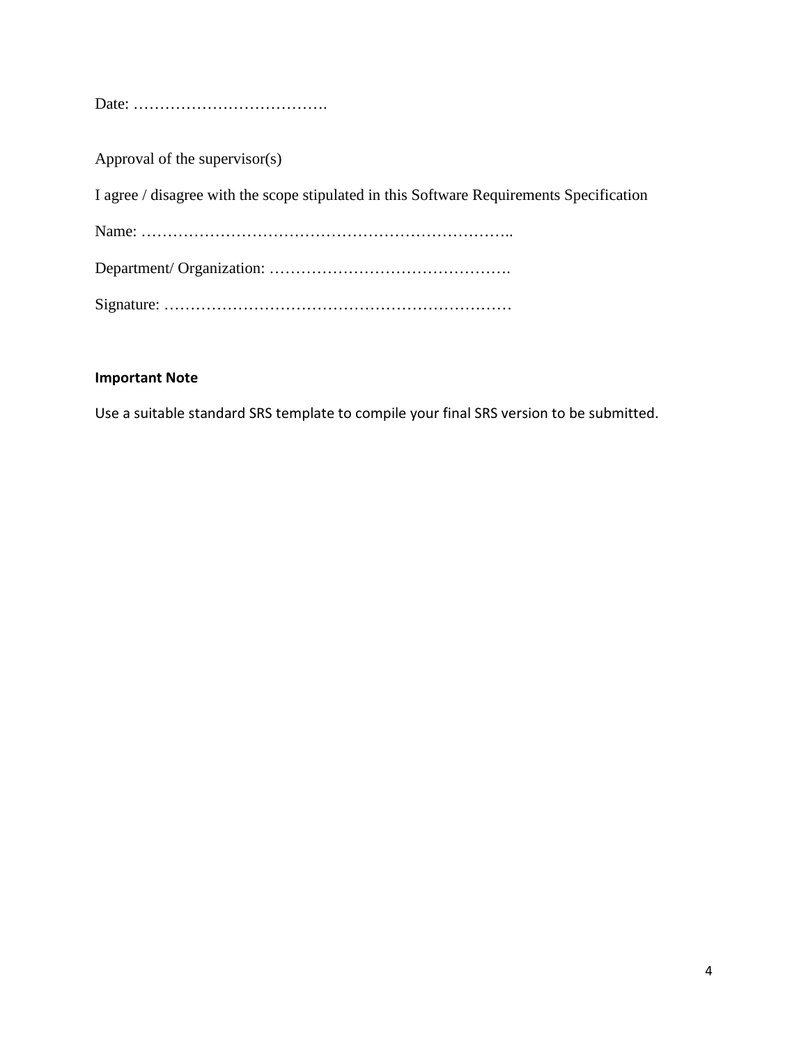Date: ……………………………….

Approval of the supervisor(s)

I agree / disagree with the scope stipulated in this Software Requirements Specification

Name: ……………………………………………………………..

Department/ Organization: ……………………………………….

Signature: …………………………………………………………

**Important Note**

Use a suitable standard SRS template to compile your final SRS version to be submitted.